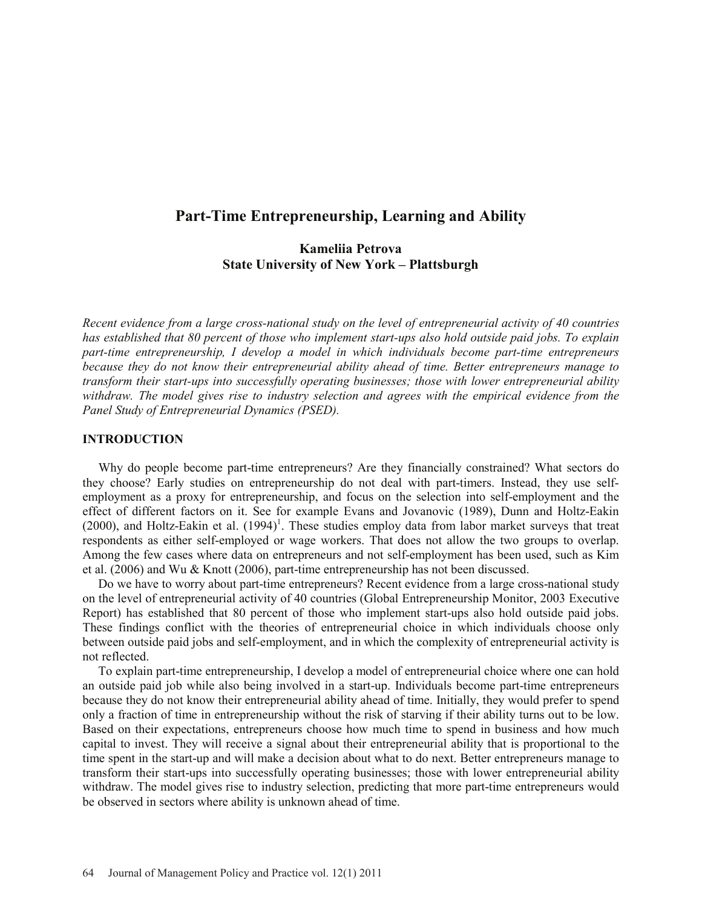# Part-Time Entrepreneurship, Learning and Ability

**Kameliia Petrova**
**State University of New York – Plattsburgh**

*Recent evidence from a large cross-national study on the level of entrepreneurial activity of 40 countries has established that 80 percent of those who implement start-ups also hold outside paid jobs. To explain part-time entrepreneurship, I develop a model in which individuals become part-time entrepreneurs because they do not know their entrepreneurial ability ahead of time. Better entrepreneurs manage to transform their start-ups into successfully operating businesses; those with lower entrepreneurial ability withdraw. The model gives rise to industry selection and agrees with the empirical evidence from the Panel Study of Entrepreneurial Dynamics (PSED).*

## INTRODUCTION

Why do people become part-time entrepreneurs? Are they financially constrained? What sectors do they choose? Early studies on entrepreneurship do not deal with part-timers. Instead, they use self-employment as a proxy for entrepreneurship, and focus on the selection into self-employment and the effect of different factors on it. See for example Evans and Jovanovic (1989), Dunn and Holtz-Eakin (2000), and Holtz-Eakin et al. (1994)[1]. These studies employ data from labor market surveys that treat respondents as either self-employed or wage workers. That does not allow the two groups to overlap. Among the few cases where data on entrepreneurs and not self-employment has been used, such as Kim et al. (2006) and Wu & Knott (2006), part-time entrepreneurship has not been discussed.

Do we have to worry about part-time entrepreneurs? Recent evidence from a large cross-national study on the level of entrepreneurial activity of 40 countries (Global Entrepreneurship Monitor, 2003 Executive Report) has established that 80 percent of those who implement start-ups also hold outside paid jobs. These findings conflict with the theories of entrepreneurial choice in which individuals choose only between outside paid jobs and self-employment, and in which the complexity of entrepreneurial activity is not reflected.

To explain part-time entrepreneurship, I develop a model of entrepreneurial choice where one can hold an outside paid job while also being involved in a start-up. Individuals become part-time entrepreneurs because they do not know their entrepreneurial ability ahead of time. Initially, they would prefer to spend only a fraction of time in entrepreneurship without the risk of starving if their ability turns out to be low. Based on their expectations, entrepreneurs choose how much time to spend in business and how much capital to invest. They will receive a signal about their entrepreneurial ability that is proportional to the time spent in the start-up and will make a decision about what to do next. Better entrepreneurs manage to transform their start-ups into successfully operating businesses; those with lower entrepreneurial ability withdraw. The model gives rise to industry selection, predicting that more part-time entrepreneurs would be observed in sectors where ability is unknown ahead of time.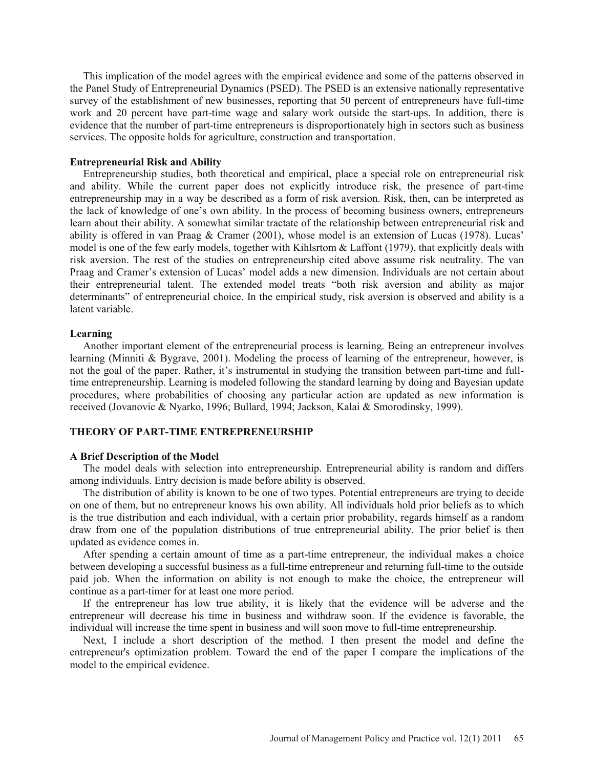This implication of the model agrees with the empirical evidence and some of the patterns observed in the Panel Study of Entrepreneurial Dynamics (PSED). The PSED is an extensive nationally representative survey of the establishment of new businesses, reporting that 50 percent of entrepreneurs have full-time work and 20 percent have part-time wage and salary work outside the start-ups. In addition, there is evidence that the number of part-time entrepreneurs is disproportionately high in sectors such as business services. The opposite holds for agriculture, construction and transportation.

### Entrepreneurial Risk and Ability

Entrepreneurship studies, both theoretical and empirical, place a special role on entrepreneurial risk and ability. While the current paper does not explicitly introduce risk, the presence of part-time entrepreneurship may in a way be described as a form of risk aversion. Risk, then, can be interpreted as the lack of knowledge of one's own ability. In the process of becoming business owners, entrepreneurs learn about their ability. A somewhat similar tractate of the relationship between entrepreneurial risk and ability is offered in van Praag & Cramer (2001), whose model is an extension of Lucas (1978). Lucas' model is one of the few early models, together with Kihlsrtom & Laffont (1979), that explicitly deals with risk aversion. The rest of the studies on entrepreneurship cited above assume risk neutrality. The van Praag and Cramer's extension of Lucas' model adds a new dimension. Individuals are not certain about their entrepreneurial talent. The extended model treats "both risk aversion and ability as major determinants" of entrepreneurial choice. In the empirical study, risk aversion is observed and ability is a latent variable.

### Learning

Another important element of the entrepreneurial process is learning. Being an entrepreneur involves learning (Minniti & Bygrave, 2001). Modeling the process of learning of the entrepreneur, however, is not the goal of the paper. Rather, it's instrumental in studying the transition between part-time and full-time entrepreneurship. Learning is modeled following the standard learning by doing and Bayesian update procedures, where probabilities of choosing any particular action are updated as new information is received (Jovanovic & Nyarko, 1996; Bullard, 1994; Jackson, Kalai & Smorodinsky, 1999).

## THEORY OF PART-TIME ENTREPRENEURSHIP

### A Brief Description of the Model

The model deals with selection into entrepreneurship. Entrepreneurial ability is random and differs among individuals. Entry decision is made before ability is observed.

The distribution of ability is known to be one of two types. Potential entrepreneurs are trying to decide on one of them, but no entrepreneur knows his own ability. All individuals hold prior beliefs as to which is the true distribution and each individual, with a certain prior probability, regards himself as a random draw from one of the population distributions of true entrepreneurial ability. The prior belief is then updated as evidence comes in.

After spending a certain amount of time as a part-time entrepreneur, the individual makes a choice between developing a successful business as a full-time entrepreneur and returning full-time to the outside paid job. When the information on ability is not enough to make the choice, the entrepreneur will continue as a part-timer for at least one more period.

If the entrepreneur has low true ability, it is likely that the evidence will be adverse and the entrepreneur will decrease his time in business and withdraw soon. If the evidence is favorable, the individual will increase the time spent in business and will soon move to full-time entrepreneurship.

Next, I include a short description of the method. I then present the model and define the entrepreneur's optimization problem. Toward the end of the paper I compare the implications of the model to the empirical evidence.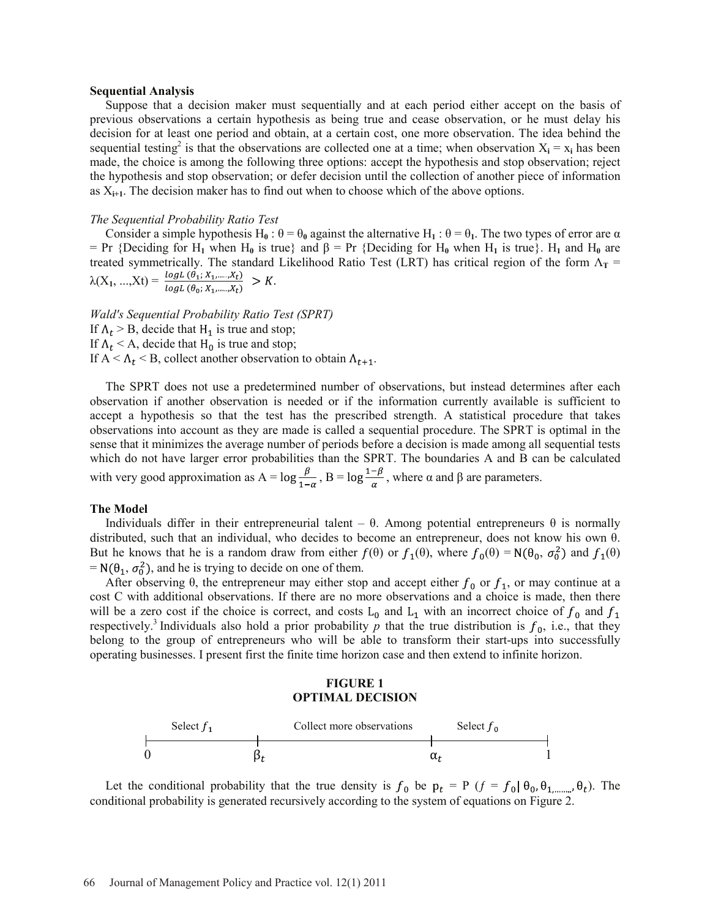**Sequential Analysis**

Suppose that a decision maker must sequentially and at each period either accept on the basis of previous observations a certain hypothesis as being true and cease observation, or he must delay his decision for at least one period and obtain, at a certain cost, one more observation. The idea behind the sequential testing[2] is that the observations are collected one at a time; when observation $X_i = x_i$ has been made, the choice is among the following three options: accept the hypothesis and stop observation; reject the hypothesis and stop observation; or defer decision until the collection of another piece of information as $X_{i+1}$. The decision maker has to find out when to choose which of the above options.

*The Sequential Probability Ratio Test*

Consider a simple hypothesis $H_0 : \theta = \theta_0$ against the alternative $H_1 : \theta = \theta_1$. The two types of error are $\alpha$ = Pr {Deciding for $H_1$ when $H_0$ is true} and $\beta$ = Pr {Deciding for $H_0$ when $H_1$ is true}. $H_1$ and $H_0$ are treated symmetrically. The standard Likelihood Ratio Test (LRT) has critical region of the form $\Lambda_T = \lambda(X_1, ..., X_t) = \frac{logL(\theta_1; X_1, ......, X_t)}{logL(\theta_0; X_1, ......, X_t)} > K$.

*Wald's Sequential Probability Ratio Test (SPRT)*

If $\Lambda_t > B$, decide that $H_1$ is true and stop;
If $\Lambda_t < A$, decide that $H_0$ is true and stop;
If $A < \Lambda_t < B$, collect another observation to obtain $\Lambda_{t+1}$.

The SPRT does not use a predetermined number of observations, but instead determines after each observation if another observation is needed or if the information currently available is sufficient to accept a hypothesis so that the test has the prescribed strength. A statistical procedure that takes observations into account as they are made is called a sequential procedure. The SPRT is optimal in the sense that it minimizes the average number of periods before a decision is made among all sequential tests which do not have larger error probabilities than the SPRT. The boundaries A and B can be calculated with very good approximation as $A = \log \frac{\beta}{1-\alpha}$, $B = \log \frac{1-\beta}{\alpha}$, where $\alpha$ and $\beta$ are parameters.

**The Model**

Individuals differ in their entrepreneurial talent – $\theta$. Among potential entrepreneurs $\theta$ is normally distributed, such that an individual, who decides to become an entrepreneur, does not know his own $\theta$. But he knows that he is a random draw from either $f(\theta)$ or $f_1(\theta)$, where $f_0(\theta) = N(\theta_0, \sigma_0^2)$ and $f_1(\theta) = N(\theta_1, \sigma_0^2)$, and he is trying to decide on one of them.

After observing $\theta$, the entrepreneur may either stop and accept either $f_0$ or $f_1$, or may continue at a cost C with additional observations. If there are no more observations and a choice is made, then there will be a zero cost if the choice is correct, and costs $L_0$ and $L_1$ with an incorrect choice of $f_0$ and $f_1$ respectively.[3] Individuals also hold a prior probability *p* that the true distribution is $f_0$, i.e., that they belong to the group of entrepreneurs who will be able to transform their start-ups into successfully operating businesses. I present first the finite time horizon case and then extend to infinite horizon.

**FIGURE 1**
**OPTIMAL DECISION**

| Select $f_1$ | Collect more observations | Select $f_0$ |
|---|---|---|
| $0$ — $\beta_t$ | $\beta_t$ — $\alpha_t$ | $\alpha_t$ — $1$ |

Let the conditional probability that the true density is $f_0$ be $p_t = P(f = f_0 | \theta_0, \theta_1, ......., \theta_t)$. The conditional probability is generated recursively according to the system of equations on Figure 2.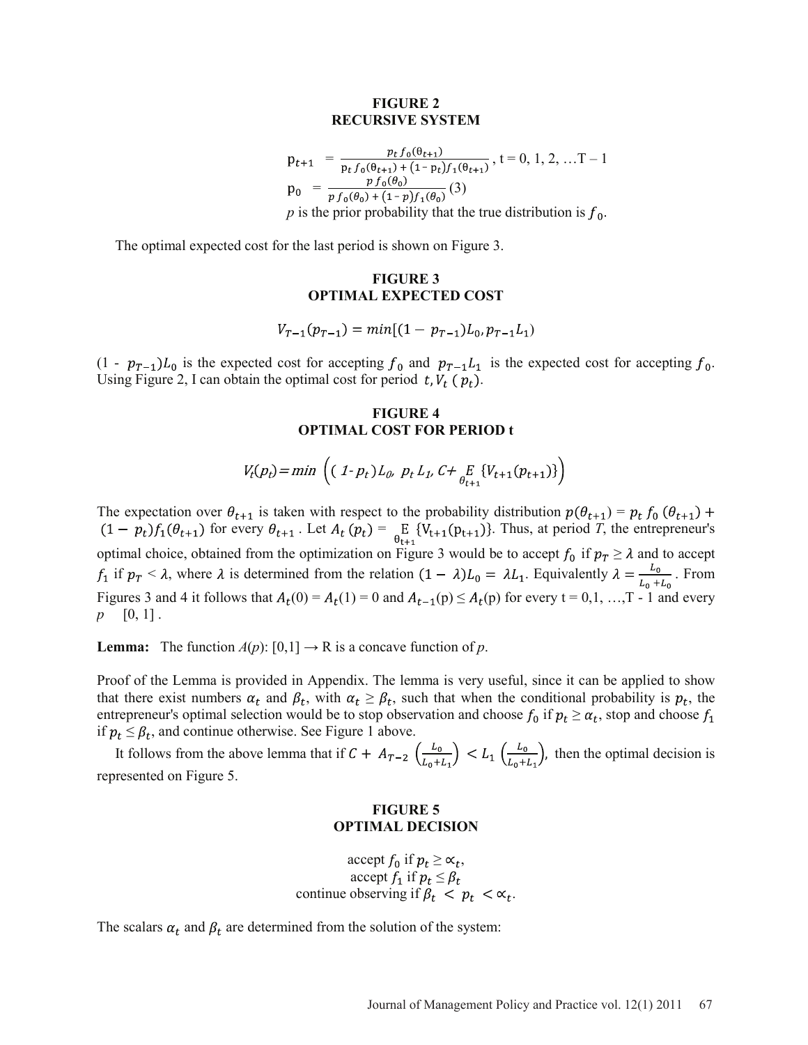#### FIGURE 2
#### RECURSIVE SYSTEM

$$\mathrm{p}_{t+1} = \frac{p_t f_0(\theta_{t+1})}{\mathrm{p}_t f_0(\theta_{t+1}) + (1 - \mathrm{p}_t) f_1(\theta_{t+1})},\ \mathrm{t} = 0, 1, 2, \ldots \mathrm{T} - 1$$

$$\mathrm{p}_0 = \frac{p f_0(\theta_0)}{p f_0(\theta_0) + (1 - p) f_1(\theta_0)} \ (3)$$

*p* is the prior probability that the true distribution is $f_0$.

The optimal expected cost for the last period is shown on Figure 3.

#### FIGURE 3
#### OPTIMAL EXPECTED COST

$$V_{T-1}(p_{T-1}) = min[(1 - p_{T-1})L_0, p_{T-1}L_1)$$

$(1 - p_{T-1})L_0$ is the expected cost for accepting $f_0$ and $p_{T-1}L_1$ is the expected cost for accepting $f_0$. Using Figure 2, I can obtain the optimal cost for period $t, V_t\,(p_t)$.

#### FIGURE 4
#### OPTIMAL COST FOR PERIOD t

$$V_t(p_t) = min\ \left( (1 - p_t)L_0,\ p_t L_1,\ C + \underset{\theta_{t+1}}{E}\{V_{t+1}(p_{t+1})\} \right)$$

The expectation over $\theta_{t+1}$ is taken with respect to the probability distribution $p(\theta_{t+1}) = p_t\, f_0\,(\theta_{t+1}) + (1 - p_t) f_1(\theta_{t+1})$ for every $\theta_{t+1}$. Let $A_t\,(p_t) = \underset{\theta_{t+1}}{\mathrm{E}}\{\mathrm{V}_{t+1}(\mathrm{p}_{t+1})\}$. Thus, at period *T*, the entrepreneur's optimal choice, obtained from the optimization on Figure 3 would be to accept $f_0$ if $p_T \geq \lambda$ and to accept $f_1$ if $p_T < \lambda$, where $\lambda$ is determined from the relation $(1 - \lambda)L_0 = \lambda L_1$. Equivalently $\lambda = \frac{L_0}{L_0 + L_0}$. From Figures 3 and 4 it follows that $A_t(0) = A_t(1) = 0$ and $A_{t-1}(\mathrm{p}) \leq A_t(\mathrm{p})$ for every t = 0,1, …,T - 1 and every $p \quad [0, 1]$.

**Lemma:** The function *A*(*p*): [0,1] → R is a concave function of *p*.

Proof of the Lemma is provided in Appendix. The lemma is very useful, since it can be applied to show that there exist numbers $\alpha_t$ and $\beta_t$, with $\alpha_t \geq \beta_t$, such that when the conditional probability is $p_t$, the entrepreneur's optimal selection would be to stop observation and choose $f_0$ if $p_t \geq \alpha_t$, stop and choose $f_1$ if $p_t \leq \beta_t$, and continue otherwise. See Figure 1 above.

It follows from the above lemma that if $C + A_{T-2}\left(\frac{L_0}{L_0 + L_1}\right) < L_1\left(\frac{L_0}{L_0 + L_1}\right)$, then the optimal decision is represented on Figure 5.

#### FIGURE 5
#### OPTIMAL DECISION

accept $f_0$ if $p_t \geq \propto_t$,
accept $f_1$ if $p_t \leq \beta_t$
continue observing if $\beta_t < p_t < \propto_t$.

The scalars $\alpha_t$ and $\beta_t$ are determined from the solution of the system: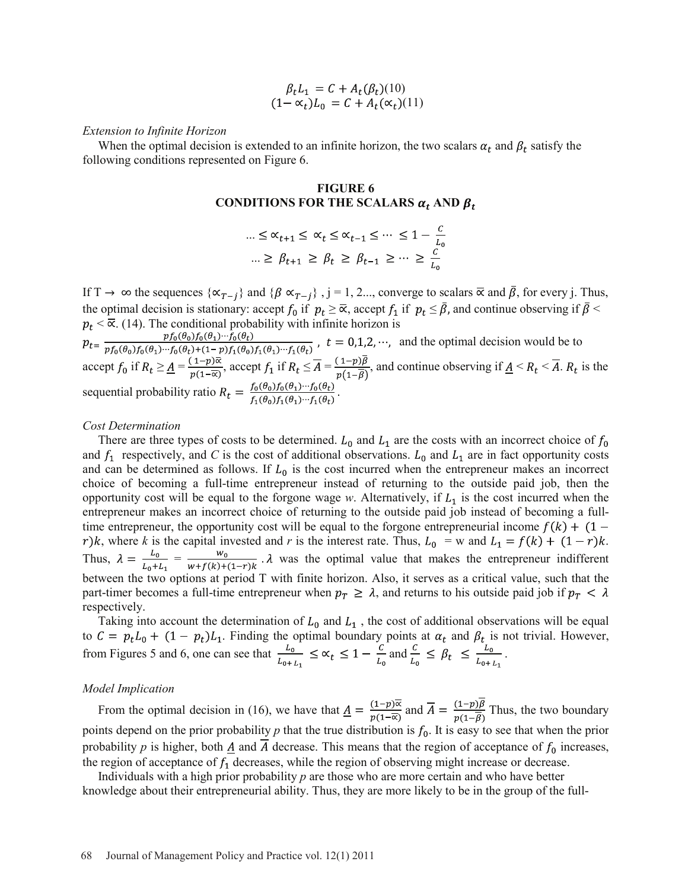$$\beta_t L_1 = C + A_t(\beta_t)(10)$$
$$(1-\alpha_t)L_0 = C + A_t(\alpha_t)(11)$$

*Extension to Infinite Horizon*

When the optimal decision is extended to an infinite horizon, the two scalars $\alpha_t$ and $\beta_t$ satisfy the following conditions represented on Figure 6.

**FIGURE 6**
**CONDITIONS FOR THE SCALARS $\alpha_t$ AND $\beta_t$**

$$\ldots \leq \alpha_{t+1} \leq \alpha_t \leq \alpha_{t-1} \leq \cdots \leq 1 - \frac{C}{L_0}$$
$$\ldots \geq \beta_{t+1} \geq \beta_t \geq \beta_{t-1} \geq \cdots \geq \frac{C}{L_0}$$

If T $\rightarrow \infty$ the sequences $\{\alpha_{T-j}\}$ and $\{\beta \alpha_{T-j}\}$ , j = 1, 2..., converge to scalars $\bar{\alpha}$ and $\bar{\beta}$, for every j. Thus, the optimal decision is stationary: accept $f_0$ if $p_t \geq \bar{\alpha}$, accept $f_1$ if $p_t \leq \bar{\beta}$, and continue observing if $\bar{\beta} < p_t < \bar{\alpha}$. (14). The conditional probability with infinite horizon is $p_t = \frac{p f_0(\theta_0) f_0(\theta_1) \cdots f_0(\theta_t)}{p f_0(\theta_0) f_0(\theta_1) \cdots f_0(\theta_t) + (1-p) f_1(\theta_0) f_1(\theta_1) \cdots f_1(\theta_t)}$ , $t = 0,1,2,\cdots,$ and the optimal decision would be to accept $f_0$ if $R_t \geq \underline{A} = \frac{(1-p)\bar{\alpha}}{p(1-\bar{\alpha})}$, accept $f_1$ if $R_t \leq \overline{A} = \frac{(1-p)\bar{\beta}}{p(1-\bar{\beta})}$, and continue observing if $\underline{A} < R_t < \overline{A}$. $R_t$ is the sequential probability ratio $R_t = \frac{f_0(\theta_0) f_0(\theta_1) \cdots f_0(\theta_t)}{f_1(\theta_0) f_1(\theta_1) \cdots f_1(\theta_t)}$.

*Cost Determination*

There are three types of costs to be determined. $L_0$ and $L_1$ are the costs with an incorrect choice of $f_0$ and $f_1$ respectively, and *C* is the cost of additional observations. $L_0$ and $L_1$ are in fact opportunity costs and can be determined as follows. If $L_0$ is the cost incurred when the entrepreneur makes an incorrect choice of becoming a full-time entrepreneur instead of returning to the outside paid job, then the opportunity cost will be equal to the forgone wage *w*. Alternatively, if $L_1$ is the cost incurred when the entrepreneur makes an incorrect choice of returning to the outside paid job instead of becoming a full-time entrepreneur, the opportunity cost will be equal to the forgone entrepreneurial income $f(k) + (1-r)k$, where *k* is the capital invested and *r* is the interest rate. Thus, $L_0$ = w and $L_1 = f(k) + (1-r)k$. Thus, $\lambda = \frac{L_0}{L_0 + L_1} = \frac{w_0}{w + f(k) + (1-r)k}$ . $\lambda$ was the optimal value that makes the entrepreneur indifferent between the two options at period T with finite horizon. Also, it serves as a critical value, such that the part-timer becomes a full-time entrepreneur when $p_T \geq \lambda$, and returns to his outside paid job if $p_T < \lambda$ respectively.

Taking into account the determination of $L_0$ and $L_1$ , the cost of additional observations will be equal to $C = p_t L_0 + (1-p_t)L_1$. Finding the optimal boundary points at $\alpha_t$ and $\beta_t$ is not trivial. However, from Figures 5 and 6, one can see that $\frac{L_0}{L_{0+} L_1} \leq \alpha_t \leq 1 - \frac{C}{L_0}$ and $\frac{C}{L_0} \leq \beta_t \leq \frac{L_0}{L_{0+} L_1}$.

*Model Implication*

From the optimal decision in (16), we have that $\underline{A} = \frac{(1-p)\bar{\alpha}}{p(1-\bar{\alpha})}$ and $\overline{A} = \frac{(1-p)\bar{\beta}}{p(1-\bar{\beta})}$ Thus, the two boundary points depend on the prior probability *p* that the true distribution is $f_0$. It is easy to see that when the prior probability *p* is higher, both $\underline{A}$ and $\overline{A}$ decrease. This means that the region of acceptance of $f_0$ increases, the region of acceptance of $f_1$ decreases, while the region of observing might increase or decrease.

Individuals with a high prior probability *p* are those who are more certain and who have better knowledge about their entrepreneurial ability. Thus, they are more likely to be in the group of the full-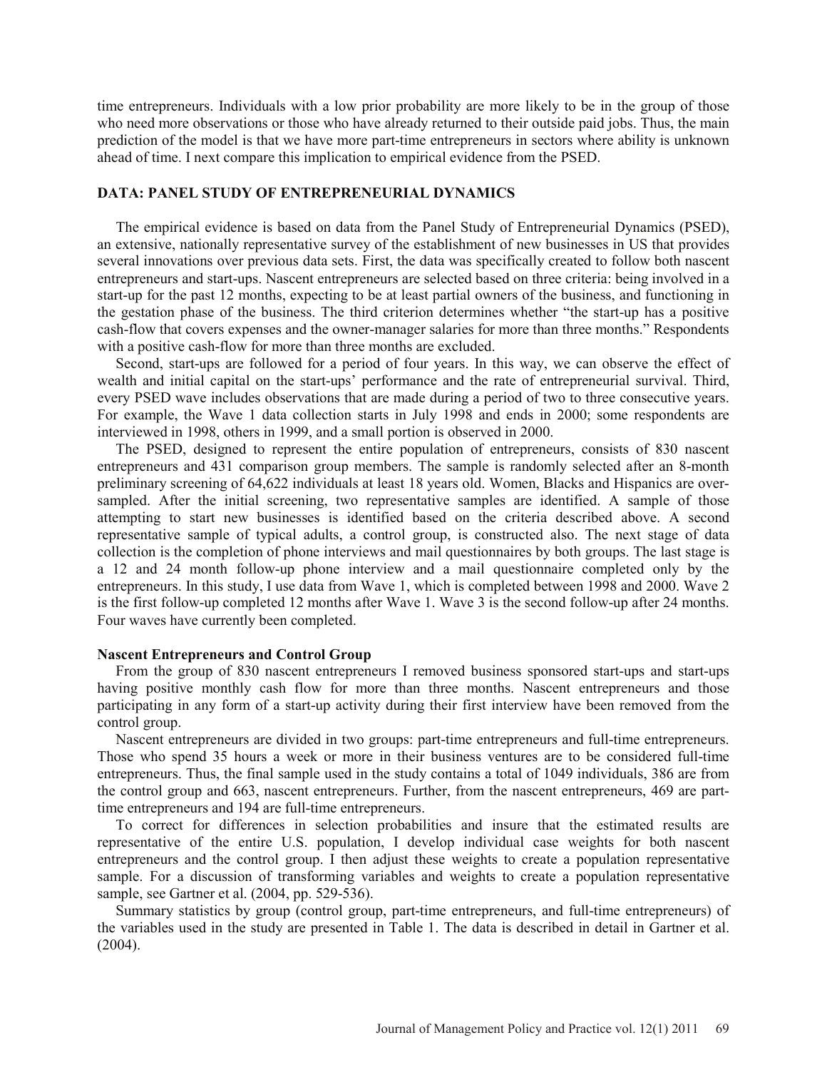time entrepreneurs. Individuals with a low prior probability are more likely to be in the group of those who need more observations or those who have already returned to their outside paid jobs. Thus, the main prediction of the model is that we have more part-time entrepreneurs in sectors where ability is unknown ahead of time. I next compare this implication to empirical evidence from the PSED.

## DATA: PANEL STUDY OF ENTREPRENEURIAL DYNAMICS

The empirical evidence is based on data from the Panel Study of Entrepreneurial Dynamics (PSED), an extensive, nationally representative survey of the establishment of new businesses in US that provides several innovations over previous data sets. First, the data was specifically created to follow both nascent entrepreneurs and start-ups. Nascent entrepreneurs are selected based on three criteria: being involved in a start-up for the past 12 months, expecting to be at least partial owners of the business, and functioning in the gestation phase of the business. The third criterion determines whether "the start-up has a positive cash-flow that covers expenses and the owner-manager salaries for more than three months." Respondents with a positive cash-flow for more than three months are excluded.

Second, start-ups are followed for a period of four years. In this way, we can observe the effect of wealth and initial capital on the start-ups' performance and the rate of entrepreneurial survival. Third, every PSED wave includes observations that are made during a period of two to three consecutive years. For example, the Wave 1 data collection starts in July 1998 and ends in 2000; some respondents are interviewed in 1998, others in 1999, and a small portion is observed in 2000.

The PSED, designed to represent the entire population of entrepreneurs, consists of 830 nascent entrepreneurs and 431 comparison group members. The sample is randomly selected after an 8-month preliminary screening of 64,622 individuals at least 18 years old. Women, Blacks and Hispanics are over-sampled. After the initial screening, two representative samples are identified. A sample of those attempting to start new businesses is identified based on the criteria described above. A second representative sample of typical adults, a control group, is constructed also. The next stage of data collection is the completion of phone interviews and mail questionnaires by both groups. The last stage is a 12 and 24 month follow-up phone interview and a mail questionnaire completed only by the entrepreneurs. In this study, I use data from Wave 1, which is completed between 1998 and 2000. Wave 2 is the first follow-up completed 12 months after Wave 1. Wave 3 is the second follow-up after 24 months. Four waves have currently been completed.

### Nascent Entrepreneurs and Control Group

From the group of 830 nascent entrepreneurs I removed business sponsored start-ups and start-ups having positive monthly cash flow for more than three months. Nascent entrepreneurs and those participating in any form of a start-up activity during their first interview have been removed from the control group.

Nascent entrepreneurs are divided in two groups: part-time entrepreneurs and full-time entrepreneurs. Those who spend 35 hours a week or more in their business ventures are to be considered full-time entrepreneurs. Thus, the final sample used in the study contains a total of 1049 individuals, 386 are from the control group and 663, nascent entrepreneurs. Further, from the nascent entrepreneurs, 469 are part-time entrepreneurs and 194 are full-time entrepreneurs.

To correct for differences in selection probabilities and insure that the estimated results are representative of the entire U.S. population, I develop individual case weights for both nascent entrepreneurs and the control group. I then adjust these weights to create a population representative sample. For a discussion of transforming variables and weights to create a population representative sample, see Gartner et al. (2004, pp. 529-536).

Summary statistics by group (control group, part-time entrepreneurs, and full-time entrepreneurs) of the variables used in the study are presented in Table 1. The data is described in detail in Gartner et al. (2004).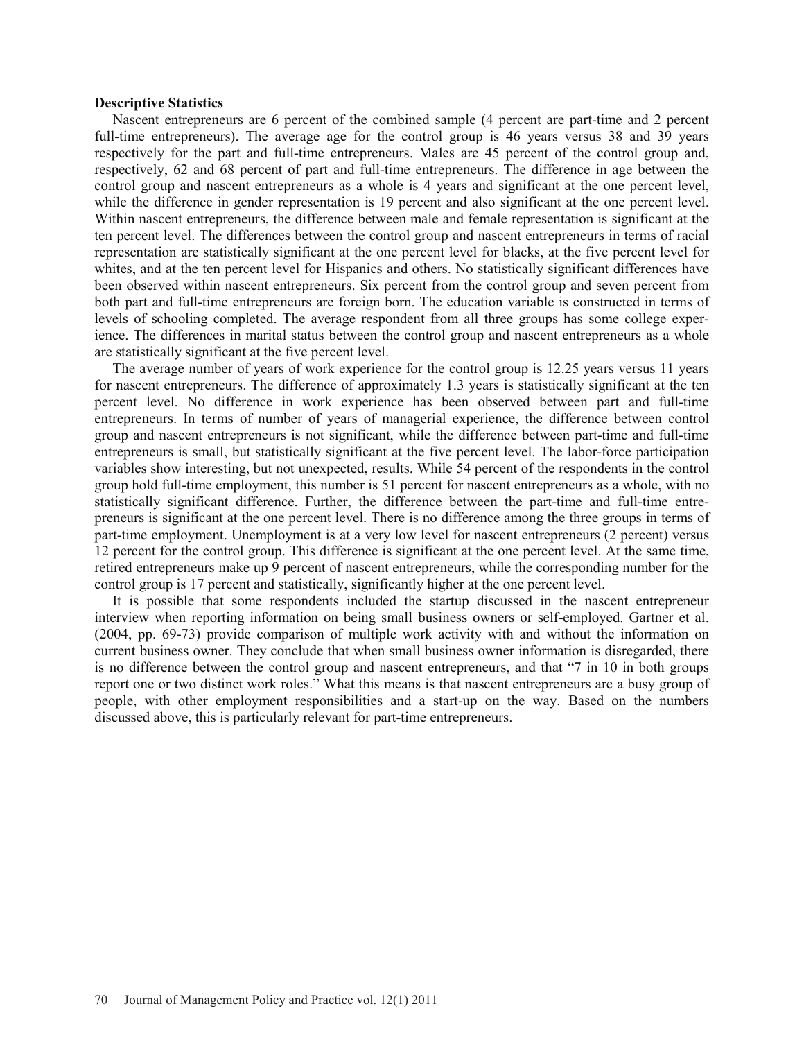**Descriptive Statistics**

Nascent entrepreneurs are 6 percent of the combined sample (4 percent are part-time and 2 percent full-time entrepreneurs). The average age for the control group is 46 years versus 38 and 39 years respectively for the part and full-time entrepreneurs. Males are 45 percent of the control group and, respectively, 62 and 68 percent of part and full-time entrepreneurs. The difference in age between the control group and nascent entrepreneurs as a whole is 4 years and significant at the one percent level, while the difference in gender representation is 19 percent and also significant at the one percent level. Within nascent entrepreneurs, the difference between male and female representation is significant at the ten percent level. The differences between the control group and nascent entrepreneurs in terms of racial representation are statistically significant at the one percent level for blacks, at the five percent level for whites, and at the ten percent level for Hispanics and others. No statistically significant differences have been observed within nascent entrepreneurs. Six percent from the control group and seven percent from both part and full-time entrepreneurs are foreign born. The education variable is constructed in terms of levels of schooling completed. The average respondent from all three groups has some college experience. The differences in marital status between the control group and nascent entrepreneurs as a whole are statistically significant at the five percent level.

The average number of years of work experience for the control group is 12.25 years versus 11 years for nascent entrepreneurs. The difference of approximately 1.3 years is statistically significant at the ten percent level. No difference in work experience has been observed between part and full-time entrepreneurs. In terms of number of years of managerial experience, the difference between control group and nascent entrepreneurs is not significant, while the difference between part-time and full-time entrepreneurs is small, but statistically significant at the five percent level. The labor-force participation variables show interesting, but not unexpected, results. While 54 percent of the respondents in the control group hold full-time employment, this number is 51 percent for nascent entrepreneurs as a whole, with no statistically significant difference. Further, the difference between the part-time and full-time entrepreneurs is significant at the one percent level. There is no difference among the three groups in terms of part-time employment. Unemployment is at a very low level for nascent entrepreneurs (2 percent) versus 12 percent for the control group. This difference is significant at the one percent level. At the same time, retired entrepreneurs make up 9 percent of nascent entrepreneurs, while the corresponding number for the control group is 17 percent and statistically, significantly higher at the one percent level.

It is possible that some respondents included the startup discussed in the nascent entrepreneur interview when reporting information on being small business owners or self-employed. Gartner et al. (2004, pp. 69-73) provide comparison of multiple work activity with and without the information on current business owner. They conclude that when small business owner information is disregarded, there is no difference between the control group and nascent entrepreneurs, and that "7 in 10 in both groups report one or two distinct work roles." What this means is that nascent entrepreneurs are a busy group of people, with other employment responsibilities and a start-up on the way. Based on the numbers discussed above, this is particularly relevant for part-time entrepreneurs.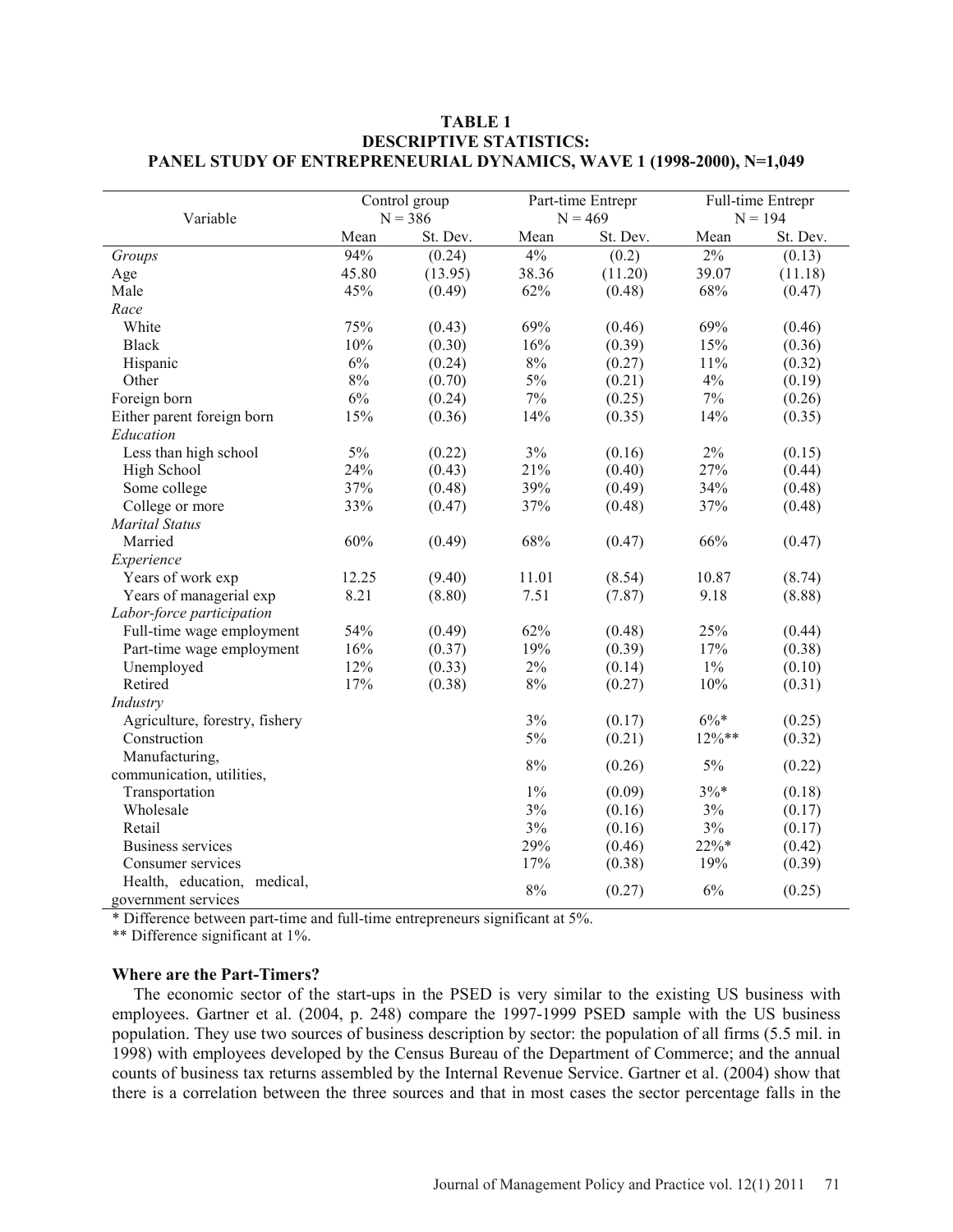**TABLE 1**
**DESCRIPTIVE STATISTICS:**
**PANEL STUDY OF ENTREPRENEURIAL DYNAMICS, WAVE 1 (1998-2000), N=1,049**

| Variable | Control group N = 386 | | Part-time Entrepr N = 469 | | Full-time Entrepr N = 194 | |
|---|---|---|---|---|---|---|
| | Mean | St. Dev. | Mean | St. Dev. | Mean | St. Dev. |
| *Groups* | 94% | (0.24) | 4% | (0.2) | 2% | (0.13) |
| Age | 45.80 | (13.95) | 38.36 | (11.20) | 39.07 | (11.18) |
| Male | 45% | (0.49) | 62% | (0.48) | 68% | (0.47) |
| *Race* | | | | | | |
| White | 75% | (0.43) | 69% | (0.46) | 69% | (0.46) |
| Black | 10% | (0.30) | 16% | (0.39) | 15% | (0.36) |
| Hispanic | 6% | (0.24) | 8% | (0.27) | 11% | (0.32) |
| Other | 8% | (0.70) | 5% | (0.21) | 4% | (0.19) |
| Foreign born | 6% | (0.24) | 7% | (0.25) | 7% | (0.26) |
| Either parent foreign born | 15% | (0.36) | 14% | (0.35) | 14% | (0.35) |
| *Education* | | | | | | |
| Less than high school | 5% | (0.22) | 3% | (0.16) | 2% | (0.15) |
| High School | 24% | (0.43) | 21% | (0.40) | 27% | (0.44) |
| Some college | 37% | (0.48) | 39% | (0.49) | 34% | (0.48) |
| College or more | 33% | (0.47) | 37% | (0.48) | 37% | (0.48) |
| *Marital Status* | | | | | | |
| Married | 60% | (0.49) | 68% | (0.47) | 66% | (0.47) |
| *Experience* | | | | | | |
| Years of work exp | 12.25 | (9.40) | 11.01 | (8.54) | 10.87 | (8.74) |
| Years of managerial exp | 8.21 | (8.80) | 7.51 | (7.87) | 9.18 | (8.88) |
| *Labor-force participation* | | | | | | |
| Full-time wage employment | 54% | (0.49) | 62% | (0.48) | 25% | (0.44) |
| Part-time wage employment | 16% | (0.37) | 19% | (0.39) | 17% | (0.38) |
| Unemployed | 12% | (0.33) | 2% | (0.14) | 1% | (0.10) |
| Retired | 17% | (0.38) | 8% | (0.27) | 10% | (0.31) |
| *Industry* | | | | | | |
| Agriculture, forestry, fishery | | | 3% | (0.17) | 6%* | (0.25) |
| Construction | | | 5% | (0.21) | 12%** | (0.32) |
| Manufacturing, communication, utilities, | | | 8% | (0.26) | 5% | (0.22) |
| Transportation | | | 1% | (0.09) | 3%* | (0.18) |
| Wholesale | | | 3% | (0.16) | 3% | (0.17) |
| Retail | | | 3% | (0.16) | 3% | (0.17) |
| Business services | | | 29% | (0.46) | 22%* | (0.42) |
| Consumer services | | | 17% | (0.38) | 19% | (0.39) |
| Health, education, medical, government services | | | 8% | (0.27) | 6% | (0.25) |

\* Difference between part-time and full-time entrepreneurs significant at 5%.

\*\* Difference significant at 1%.

### Where are the Part-Timers?

The economic sector of the start-ups in the PSED is very similar to the existing US business with employees. Gartner et al. (2004, p. 248) compare the 1997-1999 PSED sample with the US business population. They use two sources of business description by sector: the population of all firms (5.5 mil. in 1998) with employees developed by the Census Bureau of the Department of Commerce; and the annual counts of business tax returns assembled by the Internal Revenue Service. Gartner et al. (2004) show that there is a correlation between the three sources and that in most cases the sector percentage falls in the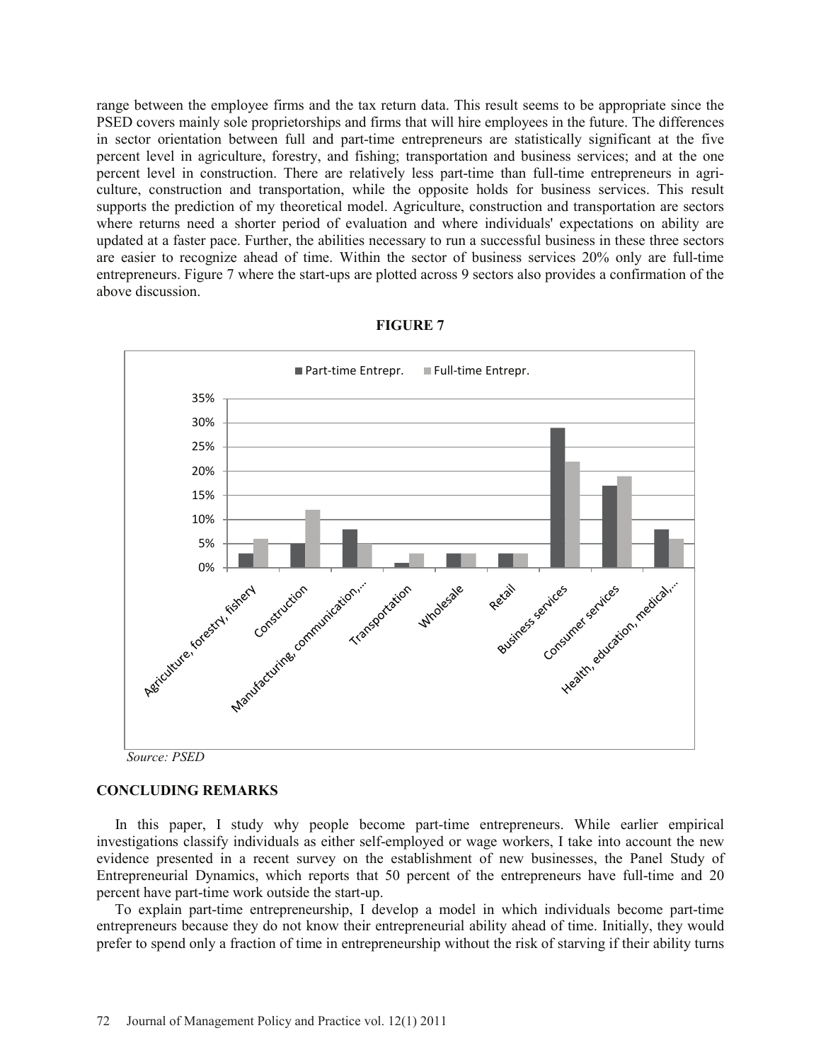range between the employee firms and the tax return data. This result seems to be appropriate since the PSED covers mainly sole proprietorships and firms that will hire employees in the future. The differences in sector orientation between full and part-time entrepreneurs are statistically significant at the five percent level in agriculture, forestry, and fishing; transportation and business services; and at the one percent level in construction. There are relatively less part-time than full-time entrepreneurs in agriculture, construction and transportation, while the opposite holds for business services. This result supports the prediction of my theoretical model. Agriculture, construction and transportation are sectors where returns need a shorter period of evaluation and where individuals' expectations on ability are updated at a faster pace. Further, the abilities necessary to run a successful business in these three sectors are easier to recognize ahead of time. Within the sector of business services 20% only are full-time entrepreneurs. Figure 7 where the start-ups are plotted across 9 sectors also provides a confirmation of the above discussion.

**FIGURE 7**

| Sector | Part-time Entrepr. | Full-time Entrepr. |
|---|---|---|
| Agriculture, forestry, fishery | 3% | 6% |
| Construction | 5% | 12% |
| Manufacturing, communication,... | 8% | 5% |
| Transportation | 1% | 3% |
| Wholesale | 3% | 3% |
| Retail | 3% | 3% |
| Business services | 29% | 22% |
| Consumer services | 17% | 19% |
| Health, education, medical,... | 8% | 6% |

*Source: PSED*

## CONCLUDING REMARKS

In this paper, I study why people become part-time entrepreneurs. While earlier empirical investigations classify individuals as either self-employed or wage workers, I take into account the new evidence presented in a recent survey on the establishment of new businesses, the Panel Study of Entrepreneurial Dynamics, which reports that 50 percent of the entrepreneurs have full-time and 20 percent have part-time work outside the start-up.

To explain part-time entrepreneurship, I develop a model in which individuals become part-time entrepreneurs because they do not know their entrepreneurial ability ahead of time. Initially, they would prefer to spend only a fraction of time in entrepreneurship without the risk of starving if their ability turns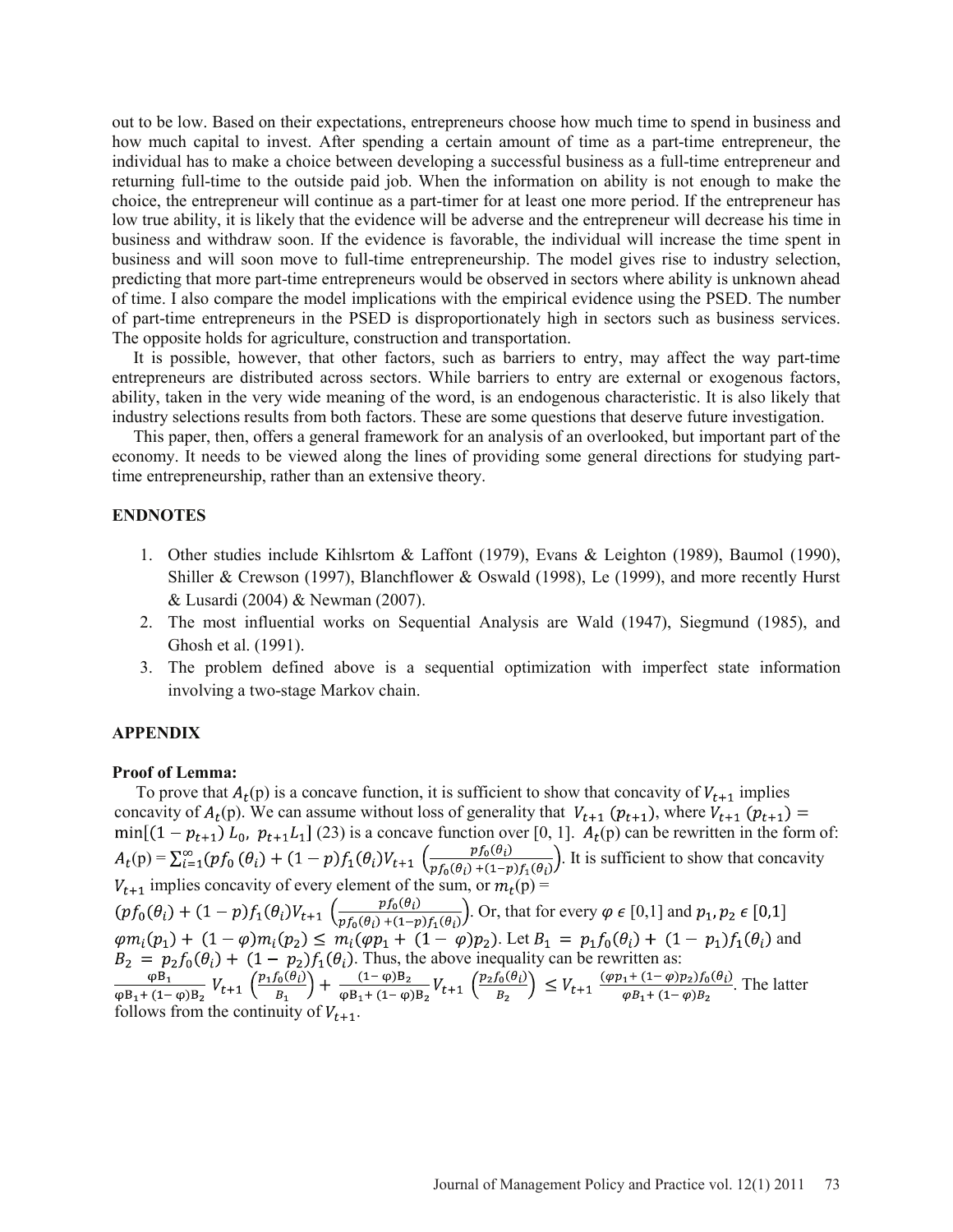out to be low. Based on their expectations, entrepreneurs choose how much time to spend in business and how much capital to invest. After spending a certain amount of time as a part-time entrepreneur, the individual has to make a choice between developing a successful business as a full-time entrepreneur and returning full-time to the outside paid job. When the information on ability is not enough to make the choice, the entrepreneur will continue as a part-timer for at least one more period. If the entrepreneur has low true ability, it is likely that the evidence will be adverse and the entrepreneur will decrease his time in business and withdraw soon. If the evidence is favorable, the individual will increase the time spent in business and will soon move to full-time entrepreneurship. The model gives rise to industry selection, predicting that more part-time entrepreneurs would be observed in sectors where ability is unknown ahead of time. I also compare the model implications with the empirical evidence using the PSED. The number of part-time entrepreneurs in the PSED is disproportionately high in sectors such as business services. The opposite holds for agriculture, construction and transportation.

It is possible, however, that other factors, such as barriers to entry, may affect the way part-time entrepreneurs are distributed across sectors. While barriers to entry are external or exogenous factors, ability, taken in the very wide meaning of the word, is an endogenous characteristic. It is also likely that industry selections results from both factors. These are some questions that deserve future investigation.

This paper, then, offers a general framework for an analysis of an overlooked, but important part of the economy. It needs to be viewed along the lines of providing some general directions for studying part-time entrepreneurship, rather than an extensive theory.

## ENDNOTES

1. Other studies include Kihlsrtom & Laffont (1979), Evans & Leighton (1989), Baumol (1990), Shiller & Crewson (1997), Blanchflower & Oswald (1998), Le (1999), and more recently Hurst & Lusardi (2004) & Newman (2007).
2. The most influential works on Sequential Analysis are Wald (1947), Siegmund (1985), and Ghosh et al. (1991).
3. The problem defined above is a sequential optimization with imperfect state information involving a two-stage Markov chain.

## APPENDIX

### Proof of Lemma:

To prove that $A_t(\mathrm{p})$ is a concave function, it is sufficient to show that concavity of $V_{t+1}$ implies concavity of $A_t(\mathrm{p})$. We can assume without loss of generality that $V_{t+1}\,(p_{t+1})$, where $V_{t+1}\,(p_{t+1}) = \min[(1-p_{t+1})\,L_0,\ p_{t+1}L_1]$ (23) is a concave function over [0, 1]. $A_t(\mathrm{p})$ can be rewritten in the form of: $A_t(\mathrm{p}) = \sum_{i=1}^{\infty}(pf_0\,(\theta_i) + (1-p)f_1(\theta_i)V_{t+1}\left(\frac{pf_0(\theta_i)}{pf_0(\theta_i)+(1-p)f_1(\theta_i)}\right)$. It is sufficient to show that concavity $V_{t+1}$ implies concavity of every element of the sum, or $m_t(\mathrm{p}) = (pf_0(\theta_i) + (1-p)f_1(\theta_i)V_{t+1}\left(\frac{pf_0(\theta_i)}{pf_0(\theta_i)+(1-p)f_1(\theta_i)}\right)$. Or, that for every $\varphi \in [0,1]$ and $p_1, p_2 \in [0,1]$ $\varphi m_i(p_1) + (1-\varphi)m_i(p_2) \le m_i(\varphi p_1 + (1-\varphi)p_2)$. Let $B_1 = p_1 f_0(\theta_i) + (1-p_1)f_1(\theta_i)$ and $B_2 = p_2 f_0(\theta_i) + (1-p_2)f_1(\theta_i)$. Thus, the above inequality can be rewritten as: $\frac{\varphi B_1}{\varphi B_1 + (1-\varphi)B_2}\,V_{t+1}\left(\frac{p_1 f_0(\theta_i)}{B_1}\right) + \frac{(1-\varphi)B_2}{\varphi B_1 + (1-\varphi)B_2}V_{t+1}\left(\frac{p_2 f_0(\theta_i)}{B_2}\right) \le V_{t+1}\,\frac{(\varphi p_1 + (1-\varphi)p_2)f_0(\theta_i)}{\varphi B_1 + (1-\varphi)B_2}$. The latter follows from the continuity of $V_{t+1}$.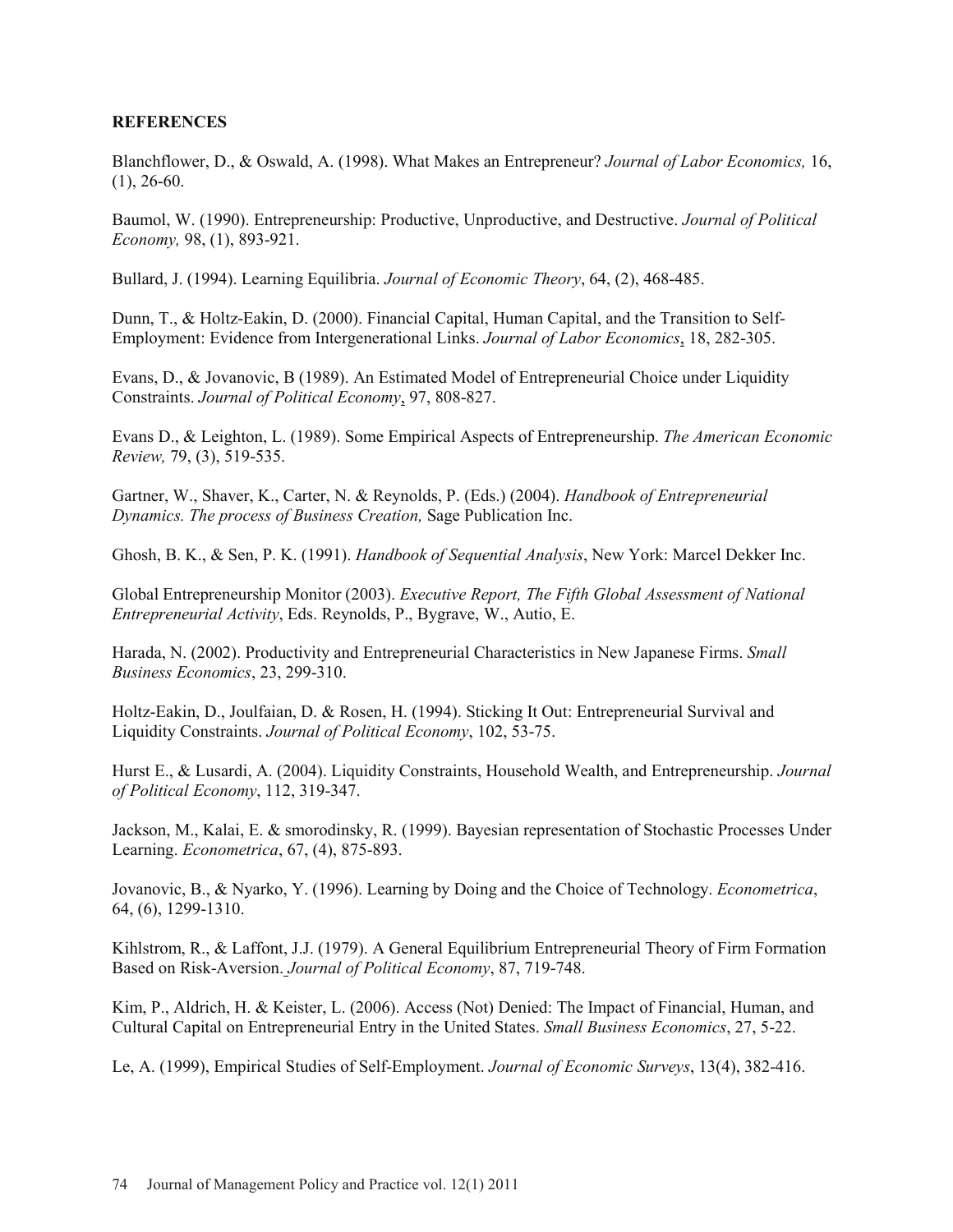**REFERENCES**

Blanchflower, D., & Oswald, A. (1998). What Makes an Entrepreneur? *Journal of Labor Economics,* 16, (1), 26-60.

Baumol, W. (1990). Entrepreneurship: Productive, Unproductive, and Destructive. *Journal of Political Economy,* 98, (1), 893-921.

Bullard, J. (1994). Learning Equilibria. *Journal of Economic Theory*, 64, (2), 468-485.

Dunn, T., & Holtz-Eakin, D. (2000). Financial Capital, Human Capital, and the Transition to Self-Employment: Evidence from Intergenerational Links. *Journal of Labor Economics*, 18, 282-305.

Evans, D., & Jovanovic, B (1989). An Estimated Model of Entrepreneurial Choice under Liquidity Constraints. *Journal of Political Economy*, 97, 808-827.

Evans D., & Leighton, L. (1989). Some Empirical Aspects of Entrepreneurship. *The American Economic Review,* 79, (3), 519-535.

Gartner, W., Shaver, K., Carter, N. & Reynolds, P. (Eds.) (2004). *Handbook of Entrepreneurial Dynamics. The process of Business Creation,* Sage Publication Inc.

Ghosh, B. K., & Sen, P. K. (1991). *Handbook of Sequential Analysis*, New York: Marcel Dekker Inc.

Global Entrepreneurship Monitor (2003). *Executive Report, The Fifth Global Assessment of National Entrepreneurial Activity*, Eds. Reynolds, P., Bygrave, W., Autio, E.

Harada, N. (2002). Productivity and Entrepreneurial Characteristics in New Japanese Firms. *Small Business Economics*, 23, 299-310.

Holtz-Eakin, D., Joulfaian, D. & Rosen, H. (1994). Sticking It Out: Entrepreneurial Survival and Liquidity Constraints. *Journal of Political Economy*, 102, 53-75.

Hurst E., & Lusardi, A. (2004). Liquidity Constraints, Household Wealth, and Entrepreneurship. *Journal of Political Economy*, 112, 319-347.

Jackson, M., Kalai, E. & smorodinsky, R. (1999). Bayesian representation of Stochastic Processes Under Learning. *Econometrica*, 67, (4), 875-893.

Jovanovic, B., & Nyarko, Y. (1996). Learning by Doing and the Choice of Technology. *Econometrica*, 64, (6), 1299-1310.

Kihlstrom, R., & Laffont, J.J. (1979). A General Equilibrium Entrepreneurial Theory of Firm Formation Based on Risk-Aversion. *Journal of Political Economy*, 87, 719-748.

Kim, P., Aldrich, H. & Keister, L. (2006). Access (Not) Denied: The Impact of Financial, Human, and Cultural Capital on Entrepreneurial Entry in the United States. *Small Business Economics*, 27, 5-22.

Le, A. (1999), Empirical Studies of Self-Employment. *Journal of Economic Surveys*, 13(4), 382-416.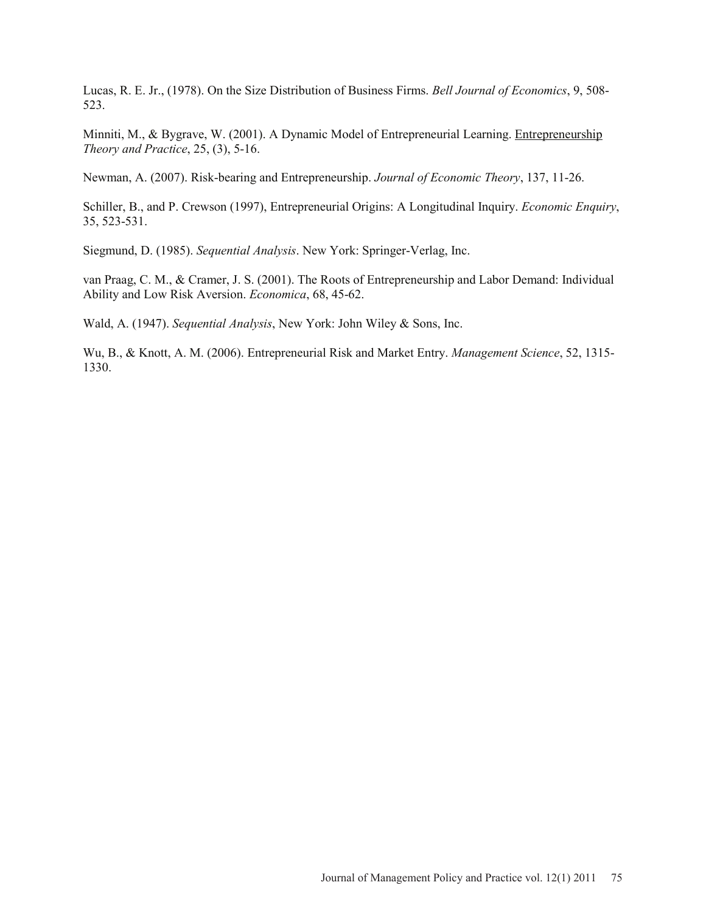Lucas, R. E. Jr., (1978). On the Size Distribution of Business Firms. *Bell Journal of Economics*, 9, 508-523.

Minniti, M., & Bygrave, W. (2001). A Dynamic Model of Entrepreneurial Learning. Entrepreneurship *Theory and Practice*, 25, (3), 5-16.

Newman, A. (2007). Risk-bearing and Entrepreneurship. *Journal of Economic Theory*, 137, 11-26.

Schiller, B., and P. Crewson (1997), Entrepreneurial Origins: A Longitudinal Inquiry. *Economic Enquiry*, 35, 523-531.

Siegmund, D. (1985). *Sequential Analysis*. New York: Springer-Verlag, Inc.

van Praag, C. M., & Cramer, J. S. (2001). The Roots of Entrepreneurship and Labor Demand: Individual Ability and Low Risk Aversion. *Economica*, 68, 45-62.

Wald, A. (1947). *Sequential Analysis*, New York: John Wiley & Sons, Inc.

Wu, B., & Knott, A. M. (2006). Entrepreneurial Risk and Market Entry. *Management Science*, 52, 1315-1330.